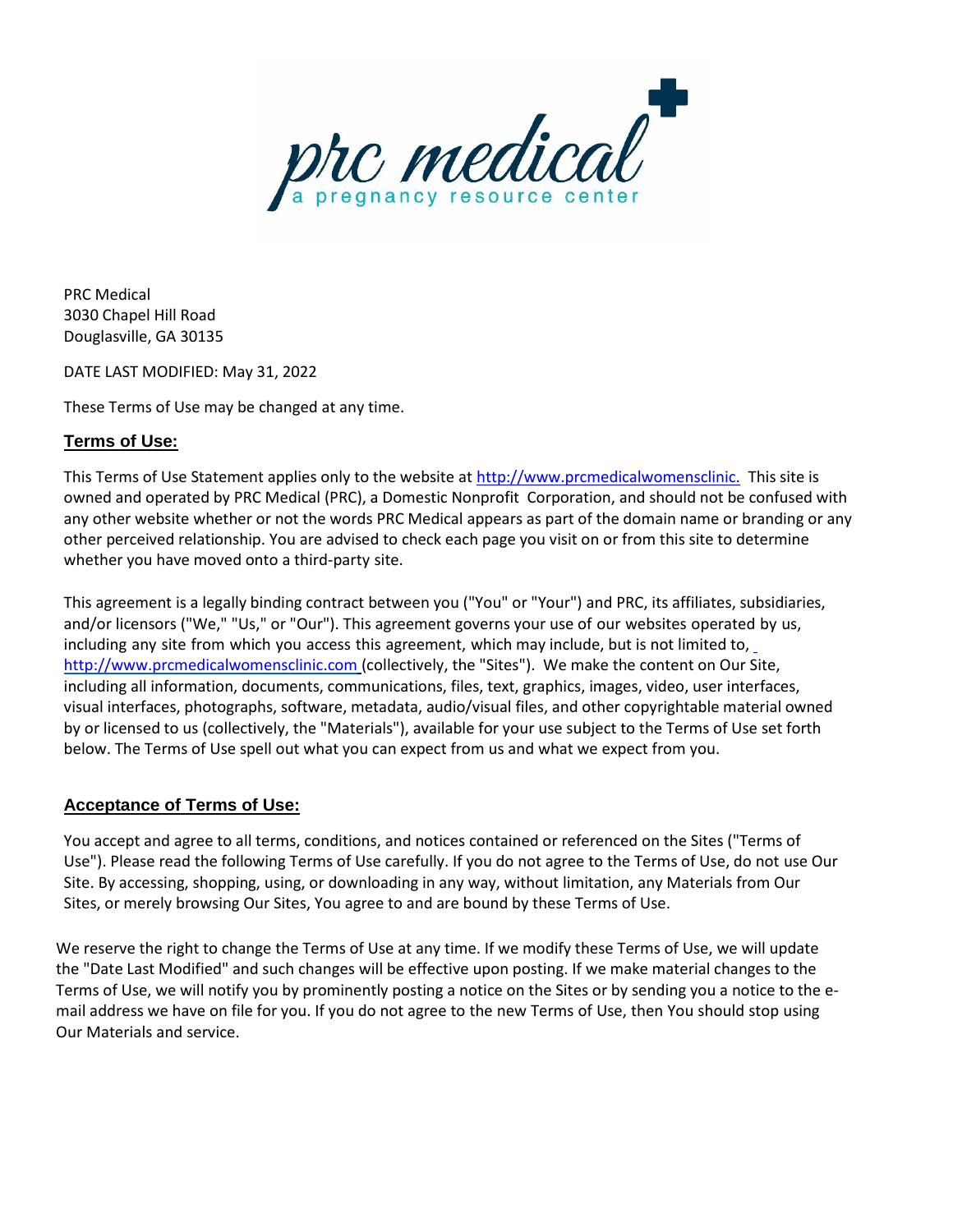prc medical

a pregnancy resource center

PRC Medical
3030 Chapel Hill Road
Douglasville, GA 30135

DATE LAST MODIFIED: May 31, 2022

These Terms of Use may be changed at any time.

## Terms of Use:

This Terms of Use Statement applies only to the website at http://www.prcmedicalwomensclinic. This site is owned and operated by PRC Medical (PRC), a Domestic Nonprofit Corporation, and should not be confused with any other website whether or not the words PRC Medical appears as part of the domain name or branding or any other perceived relationship. You are advised to check each page you visit on or from this site to determine whether you have moved onto a third-party site.

This agreement is a legally binding contract between you ("You" or "Your") and PRC, its affiliates, subsidiaries, and/or licensors ("We," "Us," or "Our"). This agreement governs your use of our websites operated by us, including any site from which you access this agreement, which may include, but is not limited to, http://www.prcmedicalwomensclinic.com (collectively, the "Sites"). We make the content on Our Site, including all information, documents, communications, files, text, graphics, images, video, user interfaces, visual interfaces, photographs, software, metadata, audio/visual files, and other copyrightable material owned by or licensed to us (collectively, the "Materials"), available for your use subject to the Terms of Use set forth below. The Terms of Use spell out what you can expect from us and what we expect from you.

## Acceptance of Terms of Use:

You accept and agree to all terms, conditions, and notices contained or referenced on the Sites ("Terms of Use"). Please read the following Terms of Use carefully. If you do not agree to the Terms of Use, do not use Our Site. By accessing, shopping, using, or downloading in any way, without limitation, any Materials from Our Sites, or merely browsing Our Sites, You agree to and are bound by these Terms of Use.

We reserve the right to change the Terms of Use at any time. If we modify these Terms of Use, we will update the "Date Last Modified" and such changes will be effective upon posting. If we make material changes to the Terms of Use, we will notify you by prominently posting a notice on the Sites or by sending you a notice to the e-mail address we have on file for you. If you do not agree to the new Terms of Use, then You should stop using Our Materials and service.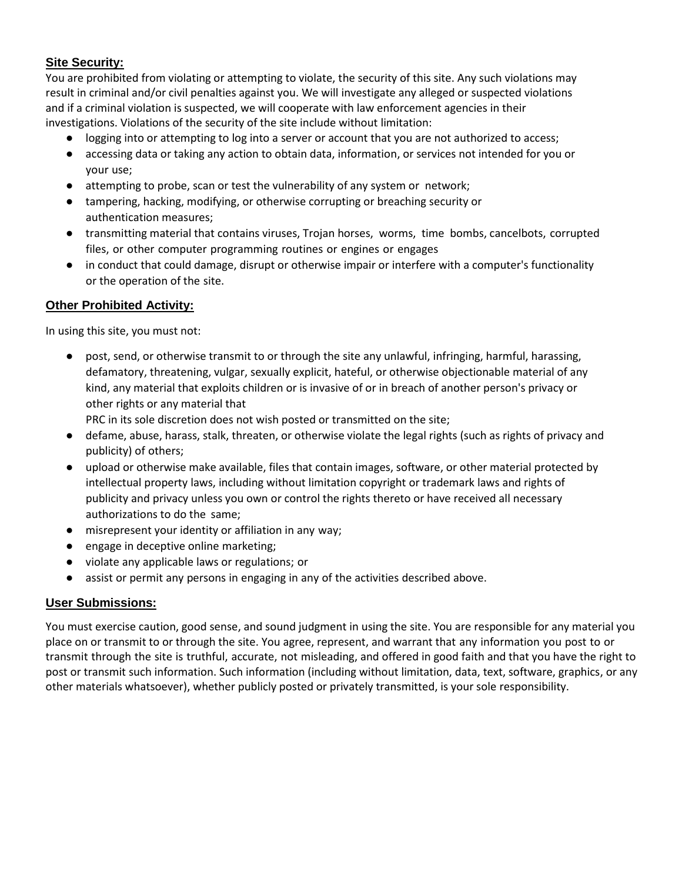**Site Security:**

You are prohibited from violating or attempting to violate, the security of this site. Any such violations may result in criminal and/or civil penalties against you. We will investigate any alleged or suspected violations and if a criminal violation is suspected, we will cooperate with law enforcement agencies in their investigations. Violations of the security of the site include without limitation:

- logging into or attempting to log into a server or account that you are not authorized to access;
- accessing data or taking any action to obtain data, information, or services not intended for you or your use;
- attempting to probe, scan or test the vulnerability of any system or network;
- tampering, hacking, modifying, or otherwise corrupting or breaching security or authentication measures;
- transmitting material that contains viruses, Trojan horses, worms, time bombs, cancelbots, corrupted files, or other computer programming routines or engines or engages
- in conduct that could damage, disrupt or otherwise impair or interfere with a computer's functionality or the operation of the site.

**Other Prohibited Activity:**

In using this site, you must not:

- post, send, or otherwise transmit to or through the site any unlawful, infringing, harmful, harassing, defamatory, threatening, vulgar, sexually explicit, hateful, or otherwise objectionable material of any kind, any material that exploits children or is invasive of or in breach of another person's privacy or other rights or any material that PRC in its sole discretion does not wish posted or transmitted on the site;
- defame, abuse, harass, stalk, threaten, or otherwise violate the legal rights (such as rights of privacy and publicity) of others;
- upload or otherwise make available, files that contain images, software, or other material protected by intellectual property laws, including without limitation copyright or trademark laws and rights of publicity and privacy unless you own or control the rights thereto or have received all necessary authorizations to do the same;
- misrepresent your identity or affiliation in any way;
- engage in deceptive online marketing;
- violate any applicable laws or regulations; or
- assist or permit any persons in engaging in any of the activities described above.

**User Submissions:**

You must exercise caution, good sense, and sound judgment in using the site. You are responsible for any material you place on or transmit to or through the site. You agree, represent, and warrant that any information you post to or transmit through the site is truthful, accurate, not misleading, and offered in good faith and that you have the right to post or transmit such information. Such information (including without limitation, data, text, software, graphics, or any other materials whatsoever), whether publicly posted or privately transmitted, is your sole responsibility.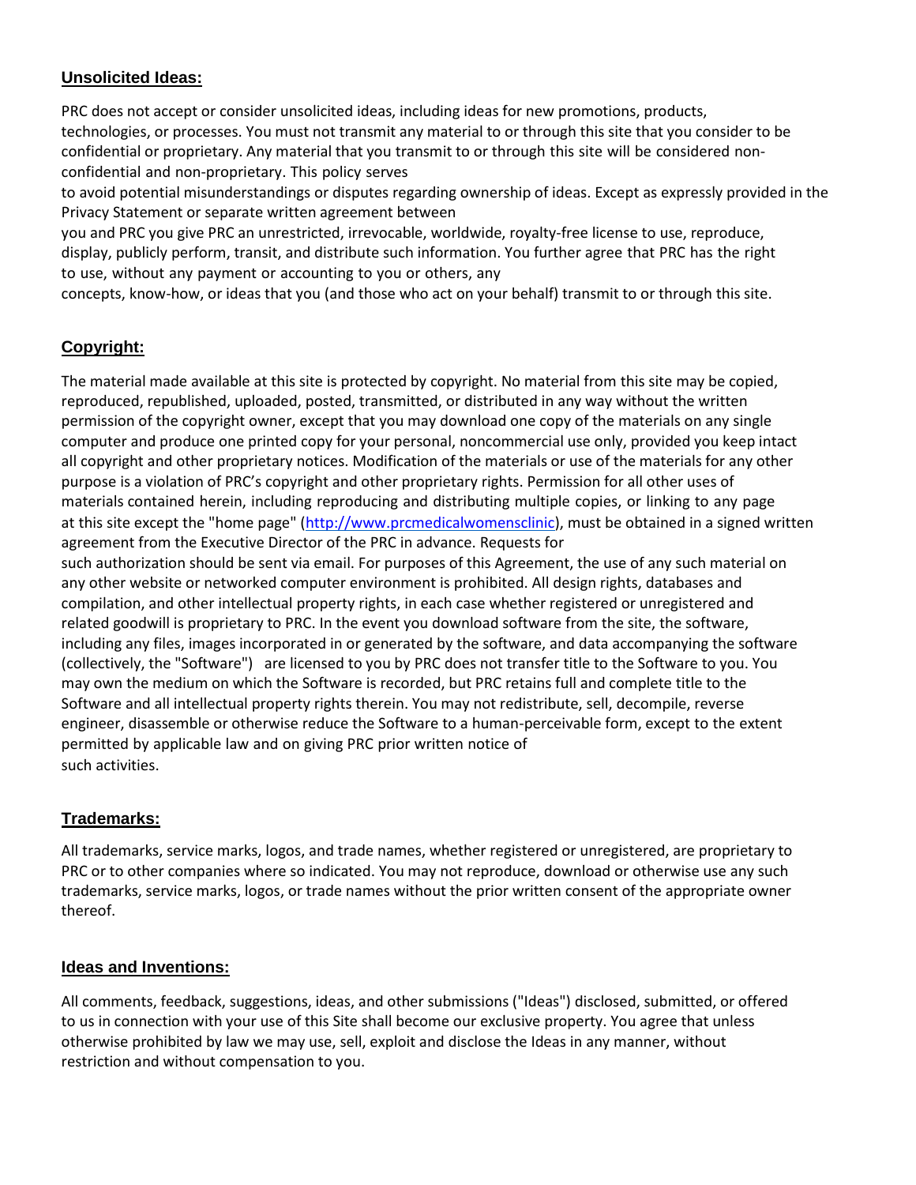## Unsolicited Ideas:

PRC does not accept or consider unsolicited ideas, including ideas for new promotions, products, technologies, or processes. You must not transmit any material to or through this site that you consider to be confidential or proprietary. Any material that you transmit to or through this site will be considered non-confidential and non-proprietary. This policy serves to avoid potential misunderstandings or disputes regarding ownership of ideas. Except as expressly provided in the Privacy Statement or separate written agreement between you and PRC you give PRC an unrestricted, irrevocable, worldwide, royalty-free license to use, reproduce, display, publicly perform, transit, and distribute such information. You further agree that PRC has the right to use, without any payment or accounting to you or others, any concepts, know-how, or ideas that you (and those who act on your behalf) transmit to or through this site.

## Copyright:

The material made available at this site is protected by copyright. No material from this site may be copied, reproduced, republished, uploaded, posted, transmitted, or distributed in any way without the written permission of the copyright owner, except that you may download one copy of the materials on any single computer and produce one printed copy for your personal, noncommercial use only, provided you keep intact all copyright and other proprietary notices. Modification of the materials or use of the materials for any other purpose is a violation of PRC's copyright and other proprietary rights. Permission for all other uses of materials contained herein, including reproducing and distributing multiple copies, or linking to any page at this site except the "home page" ([http://www.prcmedicalwomensclinic](http://www.prcmedicalwomensclinic)), must be obtained in a signed written agreement from the Executive Director of the PRC in advance. Requests for such authorization should be sent via email. For purposes of this Agreement, the use of any such material on any other website or networked computer environment is prohibited. All design rights, databases and compilation, and other intellectual property rights, in each case whether registered or unregistered and related goodwill is proprietary to PRC. In the event you download software from the site, the software, including any files, images incorporated in or generated by the software, and data accompanying the software (collectively, the "Software") are licensed to you by PRC does not transfer title to the Software to you. You may own the medium on which the Software is recorded, but PRC retains full and complete title to the Software and all intellectual property rights therein. You may not redistribute, sell, decompile, reverse engineer, disassemble or otherwise reduce the Software to a human-perceivable form, except to the extent permitted by applicable law and on giving PRC prior written notice of such activities.

## Trademarks:

All trademarks, service marks, logos, and trade names, whether registered or unregistered, are proprietary to PRC or to other companies where so indicated. You may not reproduce, download or otherwise use any such trademarks, service marks, logos, or trade names without the prior written consent of the appropriate owner thereof.

## Ideas and Inventions:

All comments, feedback, suggestions, ideas, and other submissions ("Ideas") disclosed, submitted, or offered to us in connection with your use of this Site shall become our exclusive property. You agree that unless otherwise prohibited by law we may use, sell, exploit and disclose the Ideas in any manner, without restriction and without compensation to you.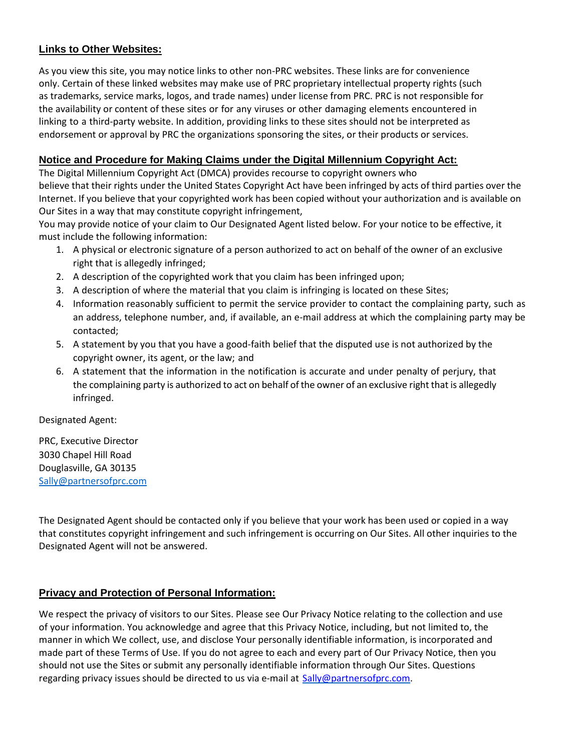## Links to Other Websites:

As you view this site, you may notice links to other non-PRC websites. These links are for convenience only. Certain of these linked websites may make use of PRC proprietary intellectual property rights (such as trademarks, service marks, logos, and trade names) under license from PRC. PRC is not responsible for the availability or content of these sites or for any viruses or other damaging elements encountered in linking to a third-party website. In addition, providing links to these sites should not be interpreted as endorsement or approval by PRC the organizations sponsoring the sites, or their products or services.

## Notice and Procedure for Making Claims under the Digital Millennium Copyright Act:

The Digital Millennium Copyright Act (DMCA) provides recourse to copyright owners who believe that their rights under the United States Copyright Act have been infringed by acts of third parties over the Internet. If you believe that your copyrighted work has been copied without your authorization and is available on Our Sites in a way that may constitute copyright infringement,

You may provide notice of your claim to Our Designated Agent listed below. For your notice to be effective, it must include the following information:

1. A physical or electronic signature of a person authorized to act on behalf of the owner of an exclusive right that is allegedly infringed;
2. A description of the copyrighted work that you claim has been infringed upon;
3. A description of where the material that you claim is infringing is located on these Sites;
4. Information reasonably sufficient to permit the service provider to contact the complaining party, such as an address, telephone number, and, if available, an e-mail address at which the complaining party may be contacted;
5. A statement by you that you have a good-faith belief that the disputed use is not authorized by the copyright owner, its agent, or the law; and
6. A statement that the information in the notification is accurate and under penalty of perjury, that the complaining party is authorized to act on behalf of the owner of an exclusive right that is allegedly infringed.

Designated Agent:

PRC, Executive Director
3030 Chapel Hill Road
Douglasville, GA 30135
Sally@partnersofprc.com

The Designated Agent should be contacted only if you believe that your work has been used or copied in a way that constitutes copyright infringement and such infringement is occurring on Our Sites. All other inquiries to the Designated Agent will not be answered.

## Privacy and Protection of Personal Information:

We respect the privacy of visitors to our Sites. Please see Our Privacy Notice relating to the collection and use of your information. You acknowledge and agree that this Privacy Notice, including, but not limited to, the manner in which We collect, use, and disclose Your personally identifiable information, is incorporated and made part of these Terms of Use. If you do not agree to each and every part of Our Privacy Notice, then you should not use the Sites or submit any personally identifiable information through Our Sites. Questions regarding privacy issues should be directed to us via e-mail at Sally@partnersofprc.com.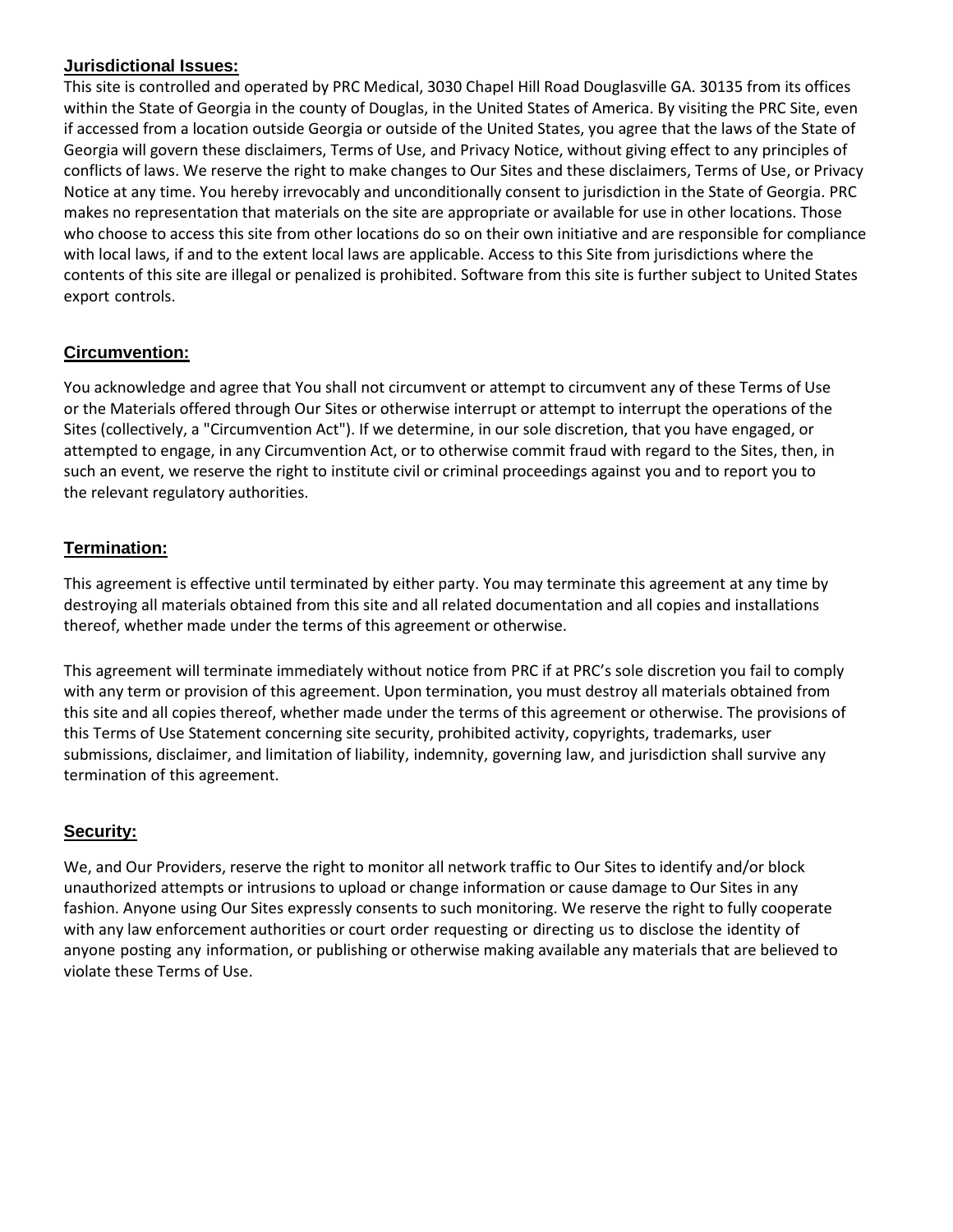## Jurisdictional Issues:

This site is controlled and operated by PRC Medical, 3030 Chapel Hill Road Douglasville GA. 30135 from its offices within the State of Georgia in the county of Douglas, in the United States of America. By visiting the PRC Site, even if accessed from a location outside Georgia or outside of the United States, you agree that the laws of the State of Georgia will govern these disclaimers, Terms of Use, and Privacy Notice, without giving effect to any principles of conflicts of laws. We reserve the right to make changes to Our Sites and these disclaimers, Terms of Use, or Privacy Notice at any time. You hereby irrevocably and unconditionally consent to jurisdiction in the State of Georgia. PRC makes no representation that materials on the site are appropriate or available for use in other locations. Those who choose to access this site from other locations do so on their own initiative and are responsible for compliance with local laws, if and to the extent local laws are applicable. Access to this Site from jurisdictions where the contents of this site are illegal or penalized is prohibited. Software from this site is further subject to United States export controls.

## Circumvention:

You acknowledge and agree that You shall not circumvent or attempt to circumvent any of these Terms of Use or the Materials offered through Our Sites or otherwise interrupt or attempt to interrupt the operations of the Sites (collectively, a "Circumvention Act"). If we determine, in our sole discretion, that you have engaged, or attempted to engage, in any Circumvention Act, or to otherwise commit fraud with regard to the Sites, then, in such an event, we reserve the right to institute civil or criminal proceedings against you and to report you to the relevant regulatory authorities.

## Termination:

This agreement is effective until terminated by either party. You may terminate this agreement at any time by destroying all materials obtained from this site and all related documentation and all copies and installations thereof, whether made under the terms of this agreement or otherwise.

This agreement will terminate immediately without notice from PRC if at PRC's sole discretion you fail to comply with any term or provision of this agreement. Upon termination, you must destroy all materials obtained from this site and all copies thereof, whether made under the terms of this agreement or otherwise. The provisions of this Terms of Use Statement concerning site security, prohibited activity, copyrights, trademarks, user submissions, disclaimer, and limitation of liability, indemnity, governing law, and jurisdiction shall survive any termination of this agreement.

## Security:

We, and Our Providers, reserve the right to monitor all network traffic to Our Sites to identify and/or block unauthorized attempts or intrusions to upload or change information or cause damage to Our Sites in any fashion. Anyone using Our Sites expressly consents to such monitoring. We reserve the right to fully cooperate with any law enforcement authorities or court order requesting or directing us to disclose the identity of anyone posting any information, or publishing or otherwise making available any materials that are believed to violate these Terms of Use.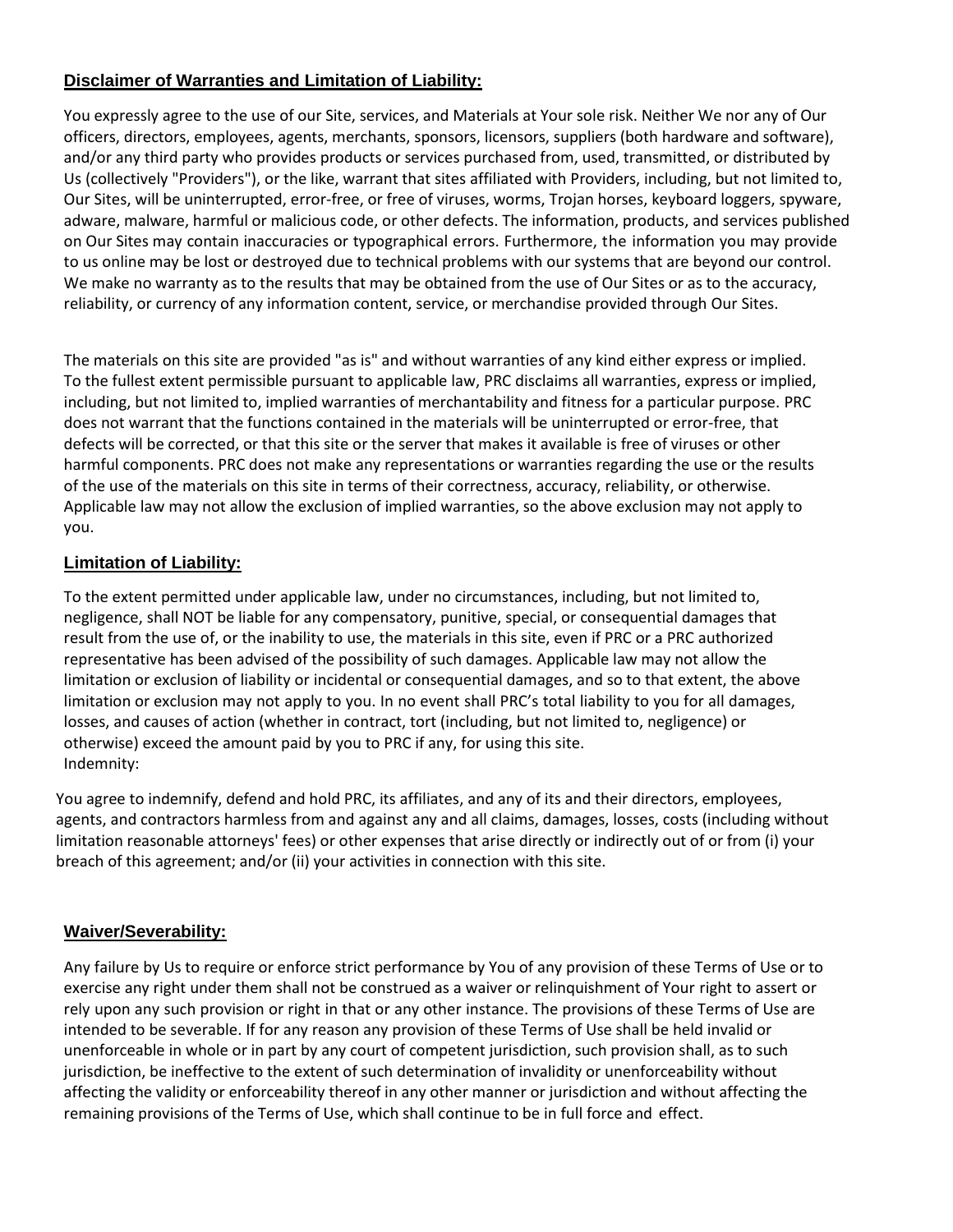## Disclaimer of Warranties and Limitation of Liability:

You expressly agree to the use of our Site, services, and Materials at Your sole risk. Neither We nor any of Our officers, directors, employees, agents, merchants, sponsors, licensors, suppliers (both hardware and software), and/or any third party who provides products or services purchased from, used, transmitted, or distributed by Us (collectively "Providers"), or the like, warrant that sites affiliated with Providers, including, but not limited to, Our Sites, will be uninterrupted, error-free, or free of viruses, worms, Trojan horses, keyboard loggers, spyware, adware, malware, harmful or malicious code, or other defects. The information, products, and services published on Our Sites may contain inaccuracies or typographical errors. Furthermore, the information you may provide to us online may be lost or destroyed due to technical problems with our systems that are beyond our control. We make no warranty as to the results that may be obtained from the use of Our Sites or as to the accuracy, reliability, or currency of any information content, service, or merchandise provided through Our Sites.

The materials on this site are provided "as is" and without warranties of any kind either express or implied. To the fullest extent permissible pursuant to applicable law, PRC disclaims all warranties, express or implied, including, but not limited to, implied warranties of merchantability and fitness for a particular purpose. PRC does not warrant that the functions contained in the materials will be uninterrupted or error-free, that defects will be corrected, or that this site or the server that makes it available is free of viruses or other harmful components. PRC does not make any representations or warranties regarding the use or the results of the use of the materials on this site in terms of their correctness, accuracy, reliability, or otherwise. Applicable law may not allow the exclusion of implied warranties, so the above exclusion may not apply to you.

## Limitation of Liability:

To the extent permitted under applicable law, under no circumstances, including, but not limited to, negligence, shall NOT be liable for any compensatory, punitive, special, or consequential damages that result from the use of, or the inability to use, the materials in this site, even if PRC or a PRC authorized representative has been advised of the possibility of such damages. Applicable law may not allow the limitation or exclusion of liability or incidental or consequential damages, and so to that extent, the above limitation or exclusion may not apply to you. In no event shall PRC's total liability to you for all damages, losses, and causes of action (whether in contract, tort (including, but not limited to, negligence) or otherwise) exceed the amount paid by you to PRC if any, for using this site.
Indemnity:

You agree to indemnify, defend and hold PRC, its affiliates, and any of its and their directors, employees, agents, and contractors harmless from and against any and all claims, damages, losses, costs (including without limitation reasonable attorneys' fees) or other expenses that arise directly or indirectly out of or from (i) your breach of this agreement; and/or (ii) your activities in connection with this site.

## Waiver/Severability:

Any failure by Us to require or enforce strict performance by You of any provision of these Terms of Use or to exercise any right under them shall not be construed as a waiver or relinquishment of Your right to assert or rely upon any such provision or right in that or any other instance. The provisions of these Terms of Use are intended to be severable. If for any reason any provision of these Terms of Use shall be held invalid or unenforceable in whole or in part by any court of competent jurisdiction, such provision shall, as to such jurisdiction, be ineffective to the extent of such determination of invalidity or unenforceability without affecting the validity or enforceability thereof in any other manner or jurisdiction and without affecting the remaining provisions of the Terms of Use, which shall continue to be in full force and effect.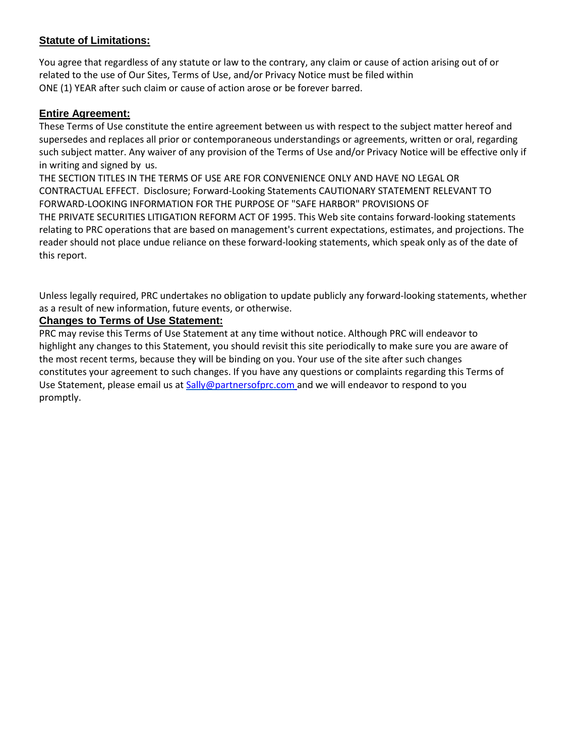## Statute of Limitations:

You agree that regardless of any statute or law to the contrary, any claim or cause of action arising out of or related to the use of Our Sites, Terms of Use, and/or Privacy Notice must be filed within ONE (1) YEAR after such claim or cause of action arose or be forever barred.

## Entire Agreement:

These Terms of Use constitute the entire agreement between us with respect to the subject matter hereof and supersedes and replaces all prior or contemporaneous understandings or agreements, written or oral, regarding such subject matter. Any waiver of any provision of the Terms of Use and/or Privacy Notice will be effective only if in writing and signed by us.

THE SECTION TITLES IN THE TERMS OF USE ARE FOR CONVENIENCE ONLY AND HAVE NO LEGAL OR CONTRACTUAL EFFECT. Disclosure; Forward-Looking Statements CAUTIONARY STATEMENT RELEVANT TO FORWARD-LOOKING INFORMATION FOR THE PURPOSE OF "SAFE HARBOR" PROVISIONS OF THE PRIVATE SECURITIES LITIGATION REFORM ACT OF 1995. This Web site contains forward-looking statements relating to PRC operations that are based on management's current expectations, estimates, and projections. The reader should not place undue reliance on these forward-looking statements, which speak only as of the date of this report.

Unless legally required, PRC undertakes no obligation to update publicly any forward-looking statements, whether as a result of new information, future events, or otherwise.

## Changes to Terms of Use Statement:

PRC may revise this Terms of Use Statement at any time without notice. Although PRC will endeavor to highlight any changes to this Statement, you should revisit this site periodically to make sure you are aware of the most recent terms, because they will be binding on you. Your use of the site after such changes constitutes your agreement to such changes. If you have any questions or complaints regarding this Terms of Use Statement, please email us at Sally@partnersofprc.com and we will endeavor to respond to you promptly.